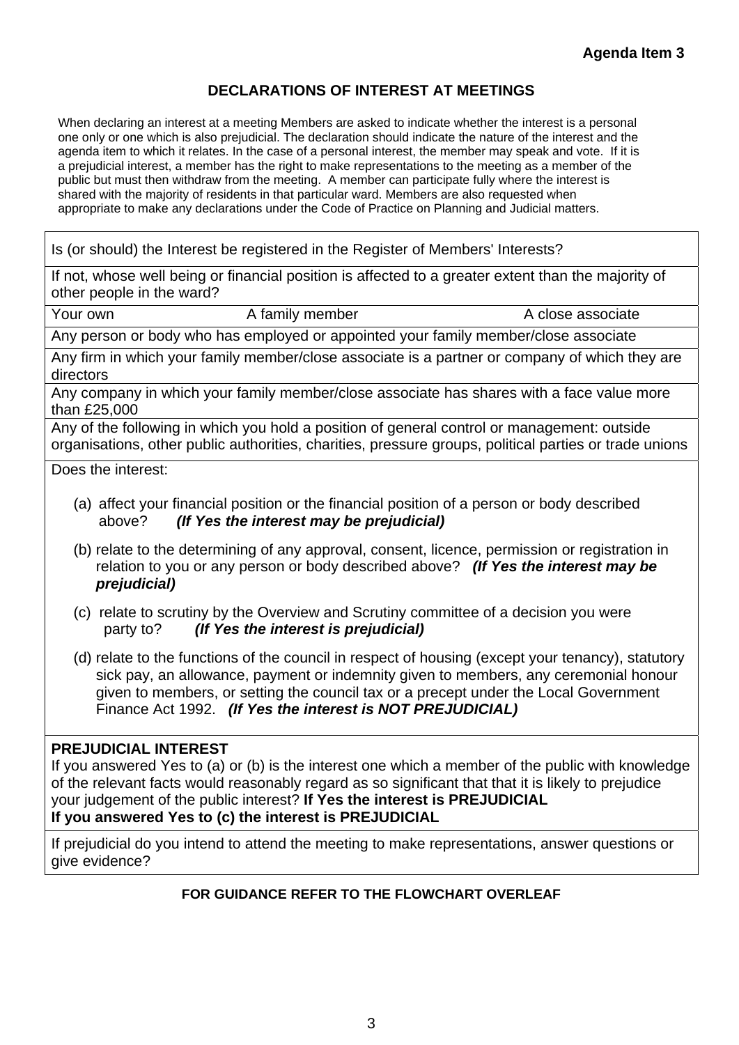Agenda Item 3

# DECLARATIONS OF INTEREST AT MEETINGS

When declaring an interest at a meeting Members are asked to indicate whether the interest is a personal one only or one which is also prejudicial. The declaration should indicate the nature of the interest and the agenda item to which it relates. In the case of a personal interest, the member may speak and vote. If it is a prejudicial interest, a member has the right to make representations to the meeting as a member of the public but must then withdraw from the meeting. A member can participate fully where the interest is shared with the majority of residents in that particular ward. Members are also requested when appropriate to make any declarations under the Code of Practice on Planning and Judicial matters.

| | | |
|---|---|---|
| Is (or should) the Interest be registered in the Register of Members' Interests? | | |
| If not, whose well being or financial position is affected to a greater extent than the majority of other people in the ward? | | |
| Your own | A family member | A close associate |
| Any person or body who has employed or appointed your family member/close associate | | |
| Any firm in which your family member/close associate is a partner or company of which they are directors | | |
| Any company in which your family member/close associate has shares with a face value more than £25,000 | | |
| Any of the following in which you hold a position of general control or management: outside organisations, other public authorities, charities, pressure groups, political parties or trade unions | | |

Does the interest:

(a) affect your financial position or the financial position of a person or body described above? ***(If Yes the interest may be prejudicial)***

(b) relate to the determining of any approval, consent, licence, permission or registration in relation to you or any person or body described above? ***(If Yes the interest may be prejudicial)***

(c) relate to scrutiny by the Overview and Scrutiny committee of a decision you were party to? ***(If Yes the interest is prejudicial)***

(d) relate to the functions of the council in respect of housing (except your tenancy), statutory sick pay, an allowance, payment or indemnity given to members, any ceremonial honour given to members, or setting the council tax or a precept under the Local Government Finance Act 1992. ***(If Yes the interest is NOT PREJUDICIAL)***

**PREJUDICIAL INTEREST**
If you answered Yes to (a) or (b) is the interest one which a member of the public with knowledge of the relevant facts would reasonably regard as so significant that that it is likely to prejudice your judgement of the public interest? **If Yes the interest is PREJUDICIAL**
**If you answered Yes to (c) the interest is PREJUDICIAL**

If prejudicial do you intend to attend the meeting to make representations, answer questions or give evidence?

**FOR GUIDANCE REFER TO THE FLOWCHART OVERLEAF**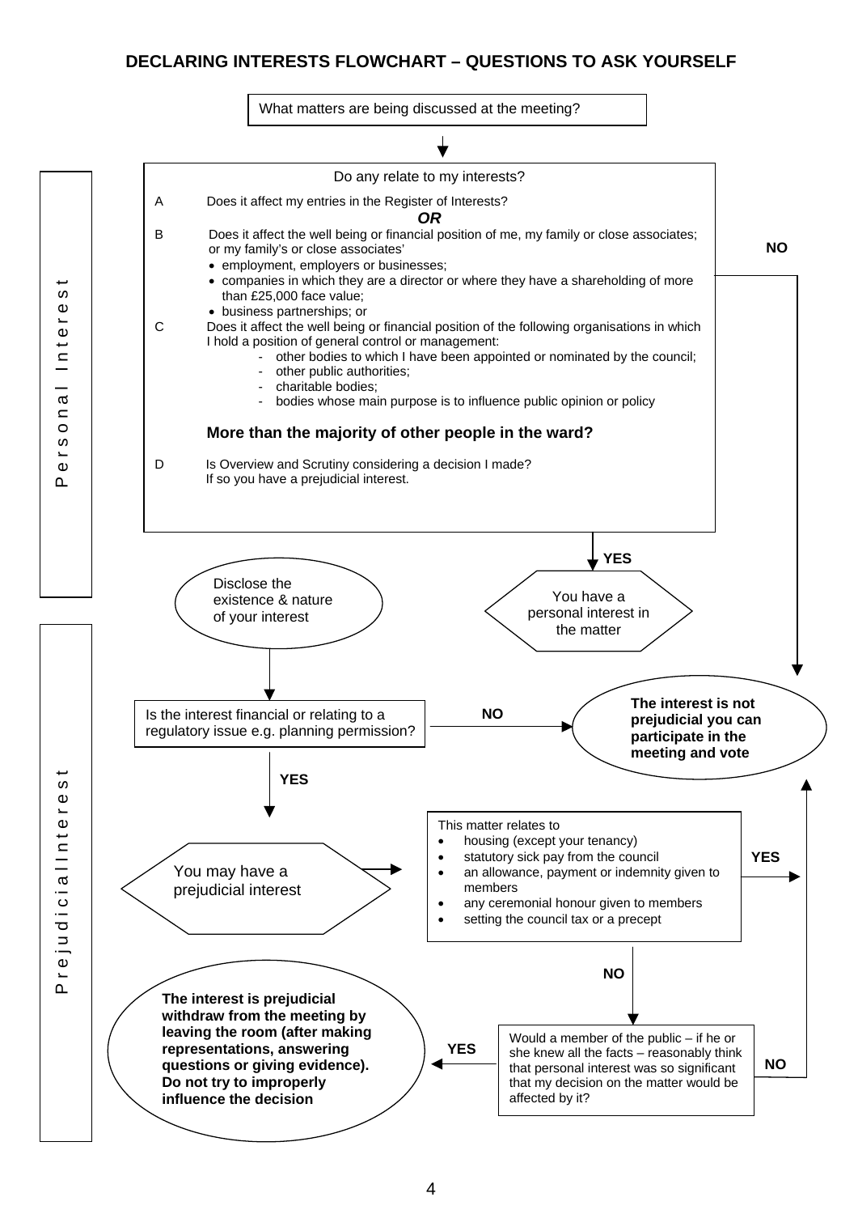# DECLARING INTERESTS FLOWCHART – QUESTIONS TO ASK YOURSELF

Personal Interest

What matters are being discussed at the meeting?

Do any relate to my interests?

A Does it affect my entries in the Register of Interests?

***OR***

B Does it affect the well being or financial position of me, my family or close associates; or my family's or close associates'
- employment, employers or businesses;
- companies in which they are a director or where they have a shareholding of more than £25,000 face value;
- business partnerships; or

C Does it affect the well being or financial position of the following organisations in which I hold a position of general control or management:
- other bodies to which I have been appointed or nominated by the council;
- other public authorities;
- charitable bodies;
- bodies whose main purpose is to influence public opinion or policy

**More than the majority of other people in the ward?**

D Is Overview and Scrutiny considering a decision I made? If so you have a prejudicial interest.

**NO**

**YES**

You have a personal interest in the matter

Disclose the existence & nature of your interest

Prejudicial Interest

Is the interest financial or relating to a regulatory issue e.g. planning permission?

**NO**

**The interest is not prejudicial you can participate in the meeting and vote**

**YES**

You may have a prejudicial interest

This matter relates to
- housing (except your tenancy)
- statutory sick pay from the council
- an allowance, payment or indemnity given to members
- any ceremonial honour given to members
- setting the council tax or a precept

**YES**

**NO**

Would a member of the public – if he or she knew all the facts – reasonably think that personal interest was so significant that my decision on the matter would be affected by it?

**YES**

**NO**

**The interest is prejudicial withdraw from the meeting by leaving the room (after making representations, answering questions or giving evidence). Do not try to improperly influence the decision**